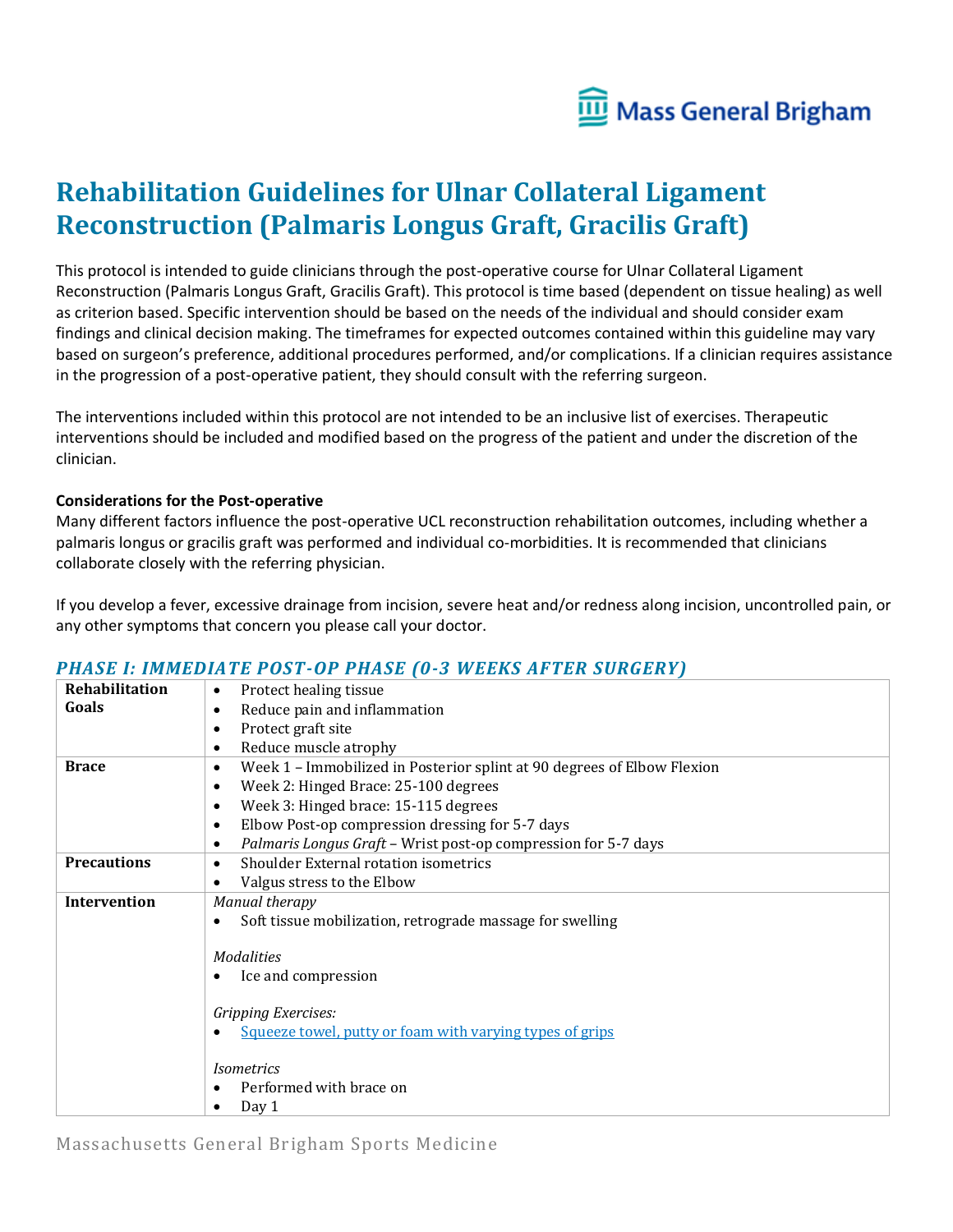# Rehabilitation Guidelines for Ulnar Collateral Ligament Reconstruction (Palmaris Longus Graft, Gracilis Graft)

This protocol is intended to guide clinicians through the post-operative course for Ulnar Collateral Ligament Reconstruction (Palmaris Longus Graft, Gracilis Graft). This protocol is time based (dependent on tissue healing) as well as criterion based. Specific intervention should be based on the needs of the individual and should consider exam findings and clinical decision making. The timeframes for expected outcomes contained within this guideline may vary based on surgeon's preference, additional procedures performed, and/or complications. If a clinician requires assistance in the progression of a post-operative patient, they should consult with the referring surgeon.

The interventions included within this protocol are not intended to be an inclusive list of exercises. Therapeutic interventions should be included and modified based on the progress of the patient and under the discretion of the clinician.

**Considerations for the Post-operative**

Many different factors influence the post-operative UCL reconstruction rehabilitation outcomes, including whether a palmaris longus or gracilis graft was performed and individual co-morbidities. It is recommended that clinicians collaborate closely with the referring physician.

If you develop a fever, excessive drainage from incision, severe heat and/or redness along incision, uncontrolled pain, or any other symptoms that concern you please call your doctor.

## *PHASE I: IMMEDIATE POST-OP PHASE (0-3 WEEKS AFTER SURGERY)*

| | |
|---|---|
| **Rehabilitation Goals** | • Protect healing tissue<br>• Reduce pain and inflammation<br>• Protect graft site<br>• Reduce muscle atrophy |
| **Brace** | • Week 1 – Immobilized in Posterior splint at 90 degrees of Elbow Flexion<br>• Week 2: Hinged Brace: 25-100 degrees<br>• Week 3: Hinged brace: 15-115 degrees<br>• Elbow Post-op compression dressing for 5-7 days<br>• *Palmaris Longus Graft* – Wrist post-op compression for 5-7 days |
| **Precautions** | • Shoulder External rotation isometrics<br>• Valgus stress to the Elbow |
| **Intervention** | *Manual therapy*<br>• Soft tissue mobilization, retrograde massage for swelling<br><br>*Modalities*<br>• Ice and compression<br><br>*Gripping Exercises:*<br>• Squeeze towel, putty or foam with varying types of grips<br><br>*Isometrics*<br>• Performed with brace on<br>• Day 1 |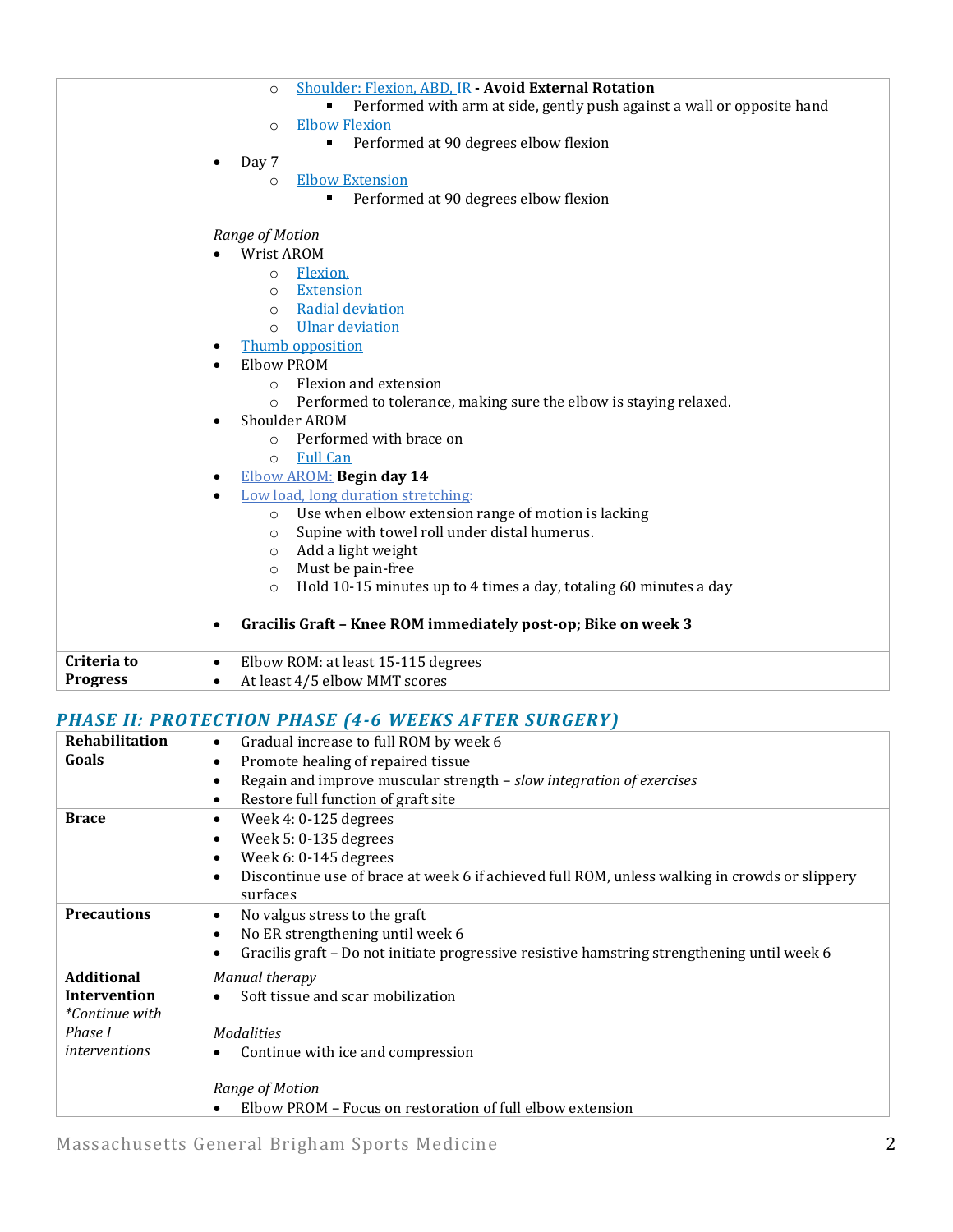| | |
|---|---|
| | ○ Shoulder: Flexion, ABD, IR **- Avoid External Rotation**<br>  ▪ Performed with arm at side, gently push against a wall or opposite hand<br>○ Elbow Flexion<br>  ▪ Performed at 90 degrees elbow flexion<br>• Day 7<br>  ○ Elbow Extension<br>    ▪ Performed at 90 degrees elbow flexion<br><br>*Range of Motion*<br>• Wrist AROM<br>  ○ Flexion,<br>  ○ Extension<br>  ○ Radial deviation<br>  ○ Ulnar deviation<br>• Thumb opposition<br>• Elbow PROM<br>  ○ Flexion and extension<br>  ○ Performed to tolerance, making sure the elbow is staying relaxed.<br>• Shoulder AROM<br>  ○ Performed with brace on<br>  ○ Full Can<br>• Elbow AROM: **Begin day 14**<br>• Low load, long duration stretching:<br>  ○ Use when elbow extension range of motion is lacking<br>  ○ Supine with towel roll under distal humerus.<br>  ○ Add a light weight<br>  ○ Must be pain-free<br>  ○ Hold 10-15 minutes up to 4 times a day, totaling 60 minutes a day<br><br>• **Gracilis Graft – Knee ROM immediately post-op; Bike on week 3** |
| **Criteria to Progress** | • Elbow ROM: at least 15-115 degrees<br>• At least 4/5 elbow MMT scores |

## *PHASE II: PROTECTION PHASE (4-6 WEEKS AFTER SURGERY)*

| | |
|---|---|
| **Rehabilitation Goals** | • Gradual increase to full ROM by week 6<br>• Promote healing of repaired tissue<br>• Regain and improve muscular strength – *slow integration of exercises*<br>• Restore full function of graft site |
| **Brace** | • Week 4: 0-125 degrees<br>• Week 5: 0-135 degrees<br>• Week 6: 0-145 degrees<br>• Discontinue use of brace at week 6 if achieved full ROM, unless walking in crowds or slippery surfaces |
| **Precautions** | • No valgus stress to the graft<br>• No ER strengthening until week 6<br>• Gracilis graft – Do not initiate progressive resistive hamstring strengthening until week 6 |
| **Additional Intervention** *\*Continue with Phase I interventions* | *Manual therapy*<br>• Soft tissue and scar mobilization<br><br>*Modalities*<br>• Continue with ice and compression<br><br>*Range of Motion*<br>• Elbow PROM – Focus on restoration of full elbow extension |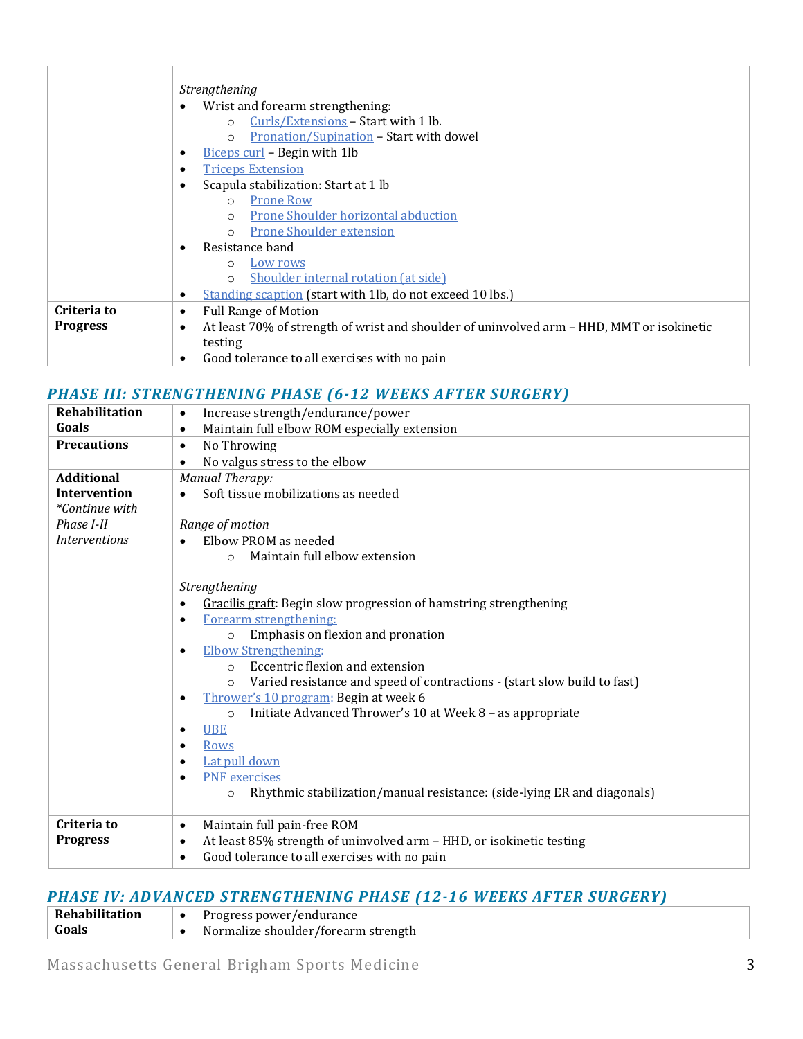| | |
|---|---|
| | *Strengthening*<br>• Wrist and forearm strengthening:<br>  ○ Curls/Extensions – Start with 1 lb.<br>  ○ Pronation/Supination – Start with dowel<br>• Biceps curl – Begin with 1lb<br>• Triceps Extension<br>• Scapula stabilization: Start at 1 lb<br>  ○ Prone Row<br>  ○ Prone Shoulder horizontal abduction<br>  ○ Prone Shoulder extension<br>• Resistance band<br>  ○ Low rows<br>  ○ Shoulder internal rotation (at side)<br>• Standing scaption (start with 1lb, do not exceed 10 lbs.) |
| **Criteria to Progress** | • Full Range of Motion<br>• At least 70% of strength of wrist and shoulder of uninvolved arm – HHD, MMT or isokinetic testing<br>• Good tolerance to all exercises with no pain |

## *PHASE III: STRENGTHENING PHASE (6-12 WEEKS AFTER SURGERY)*

| | |
|---|---|
| **Rehabilitation Goals** | • Increase strength/endurance/power<br>• Maintain full elbow ROM especially extension |
| **Precautions** | • No Throwing<br>• No valgus stress to the elbow |
| **Additional Intervention** *\*Continue with Phase I-II Interventions* | *Manual Therapy:*<br>• Soft tissue mobilizations as needed<br><br>*Range of motion*<br>• Elbow PROM as needed<br>  ○ Maintain full elbow extension<br><br>*Strengthening*<br>• Gracilis graft: Begin slow progression of hamstring strengthening<br>• Forearm strengthening:<br>  ○ Emphasis on flexion and pronation<br>• Elbow Strengthening:<br>  ○ Eccentric flexion and extension<br>  ○ Varied resistance and speed of contractions - (start slow build to fast)<br>• Thrower's 10 program: Begin at week 6<br>  ○ Initiate Advanced Thrower's 10 at Week 8 – as appropriate<br>• UBE<br>• Rows<br>• Lat pull down<br>• PNF exercises<br>  ○ Rhythmic stabilization/manual resistance: (side-lying ER and diagonals) |
| **Criteria to Progress** | • Maintain full pain-free ROM<br>• At least 85% strength of uninvolved arm – HHD, or isokinetic testing<br>• Good tolerance to all exercises with no pain |

## *PHASE IV: ADVANCED STRENGTHENING PHASE (12-16 WEEKS AFTER SURGERY)*

| | |
|---|---|
| **Rehabilitation Goals** | • Progress power/endurance<br>• Normalize shoulder/forearm strength |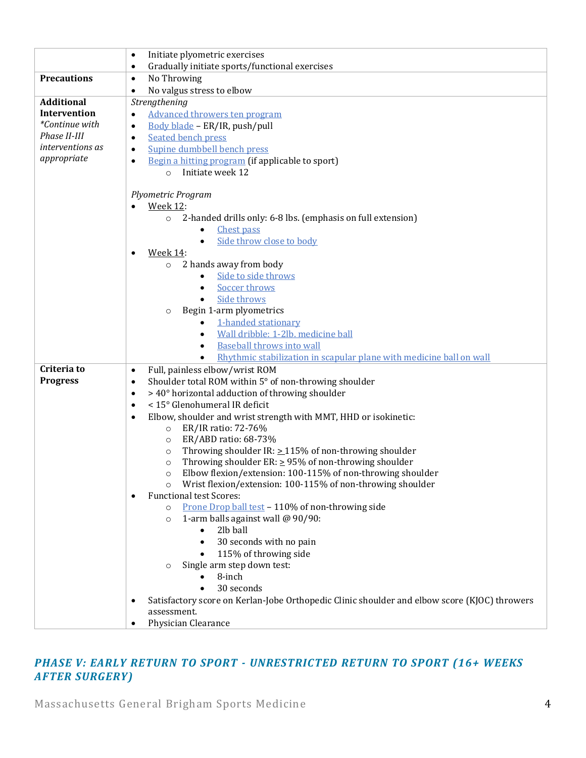| | |
|---|---|
| | • Initiate plyometric exercises<br>• Gradually initiate sports/functional exercises |
| **Precautions** | • No Throwing<br>• No valgus stress to elbow |
| **Additional Intervention**<br>*\*Continue with Phase II-III interventions as appropriate* | *Strengthening*<br>• Advanced throwers ten program<br>• Body blade – ER/IR, push/pull<br>• Seated bench press<br>• Supine dumbbell bench press<br>• Begin a hitting program (if applicable to sport)<br>  ○ Initiate week 12<br><br>*Plyometric Program*<br>• Week 12:<br>  ○ 2-handed drills only: 6-8 lbs. (emphasis on full extension)<br>    ▪ Chest pass<br>    ▪ Side throw close to body<br>• Week 14:<br>  ○ 2 hands away from body<br>    ▪ Side to side throws<br>    ▪ Soccer throws<br>    ▪ Side throws<br>  ○ Begin 1-arm plyometrics<br>    ▪ 1-handed stationary<br>    ▪ Wall dribble: 1-2lb. medicine ball<br>    ▪ Baseball throws into wall<br>    ▪ Rhythmic stabilization in scapular plane with medicine ball on wall |
| **Criteria to Progress** | • Full, painless elbow/wrist ROM<br>• Shoulder total ROM within 5° of non-throwing shoulder<br>• > 40° horizontal adduction of throwing shoulder<br>• < 15° Glenohumeral IR deficit<br>• Elbow, shoulder and wrist strength with MMT, HHD or isokinetic:<br>  ○ ER/IR ratio: 72-76%<br>  ○ ER/ABD ratio: 68-73%<br>  ○ Throwing shoulder IR: ≥ 115% of non-throwing shoulder<br>  ○ Throwing shoulder ER: ≥ 95% of non-throwing shoulder<br>  ○ Elbow flexion/extension: 100-115% of non-throwing shoulder<br>  ○ Wrist flexion/extension: 100-115% of non-throwing shoulder<br>• Functional test Scores:<br>  ○ Prone Drop ball test – 110% of non-throwing side<br>  ○ 1-arm balls against wall @ 90/90:<br>    ▪ 2lb ball<br>    ▪ 30 seconds with no pain<br>    ▪ 115% of throwing side<br>  ○ Single arm step down test:<br>    ▪ 8-inch<br>    ▪ 30 seconds<br>• Satisfactory score on Kerlan-Jobe Orthopedic Clinic shoulder and elbow score (KJOC) throwers assessment.<br>• Physician Clearance |

## *PHASE V: EARLY RETURN TO SPORT - UNRESTRICTED RETURN TO SPORT (16+ WEEKS AFTER SURGERY)*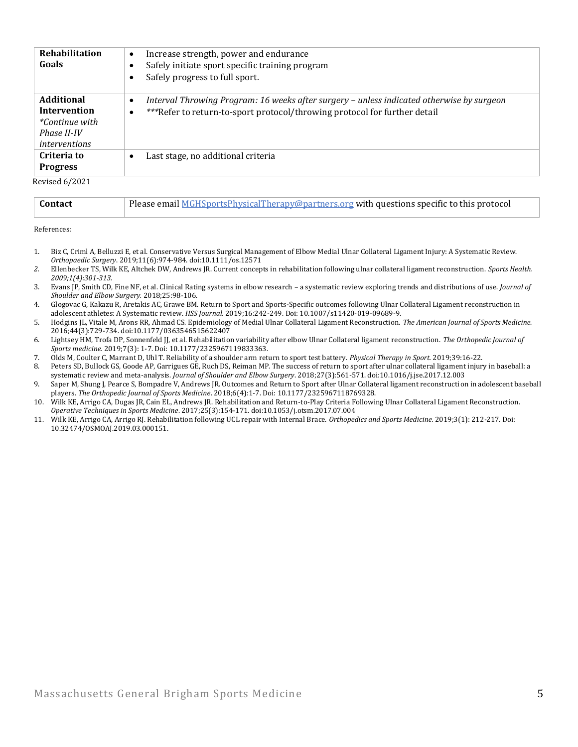| | |
|---|---|
| **Rehabilitation Goals** | • Increase strength, power and endurance<br>• Safely initiate sport specific training program<br>• Safely progress to full sport. |
| **Additional Intervention** *\*Continue with Phase II-IV interventions* | • *Interval Throwing Program: 16 weeks after surgery – unless indicated otherwise by surgeon*<br>• *\*\*\**Refer to return-to-sport protocol/throwing protocol for further detail |
| **Criteria to Progress** | • Last stage, no additional criteria |

Revised 6/2021

| | |
|---|---|
| **Contact** | Please email [MGHSportsPhysicalTherapy@partners.org](mailto:MGHSportsPhysicalTherapy@partners.org) with questions specific to this protocol |

References:

1. Biz C, Crimì A, Belluzzi E, et al. Conservative Versus Surgical Management of Elbow Medial Ulnar Collateral Ligament Injury: A Systematic Review. *Orthopaedic Surgery*. 2019;11(6):974-984. doi:10.1111/os.12571
2. *Ellenbecker TS, Wilk KE, Altchek DW, Andrews JR. Current concepts in rehabilitation following ulnar collateral ligament reconstruction. Sports Health. 2009;1(4):301-313.*
3. Evans JP, Smith CD, Fine NF, et al. Clinical Rating systems in elbow research – a systematic review exploring trends and distributions of use. *Journal of Shoulder and Elbow Surgery.* 2018;25:98-106.
4. Glogovac G, Kakazu R, Aretakis AC, Grawe BM. Return to Sport and Sports-Specific outcomes following Ulnar Collateral Ligament reconstruction in adolescent athletes: A Systematic review. *HSS Journal.* 2019;16:242-249. Doi: 10.1007/s11420-019-09689-9.
5. Hodgins JL, Vitale M, Arons RR, Ahmad CS. Epidemiology of Medial Ulnar Collateral Ligament Reconstruction. *The American Journal of Sports Medicine.* 2016;44(3):729-734. doi:10.1177/0363546515622407
6. Lightsey HM, Trofa DP, Sonnenfeld JJ, et al. Rehabilitation variability after elbow Ulnar Collateral ligament reconstruction. *The Orthopedic Journal of Sports medicine.* 2019;7(3): 1-7. Doi: 10.1177/2325967119833363.
7. Olds M, Coulter C, Marrant D, Uhl T. Reliability of a shoulder arm return to sport test battery. *Physical Therapy in Sport.* 2019;39:16-22.
8. Peters SD, Bullock GS, Goode AP, Garrigues GE, Ruch DS, Reiman MP. The success of return to sport after ulnar collateral ligament injury in baseball: a systematic review and meta-analysis. *Journal of Shoulder and Elbow Surgery*. 2018;27(3):561-571. doi:10.1016/j.jse.2017.12.003
9. Saper M, Shung J, Pearce S, Bompadre V, Andrews JR. Outcomes and Return to Sport after Ulnar Collateral ligament reconstruction in adolescent baseball players. *The Orthopedic Journal of Sports Medicine*. 2018;6(4):1-7. Doi: 10.1177/2325967118769328.
10. Wilk KE, Arrigo CA, Dugas JR, Cain EL, Andrews JR. Rehabilitation and Return-to-Play Criteria Following Ulnar Collateral Ligament Reconstruction. *Operative Techniques in Sports Medicine*. 2017;25(3):154-171. doi:10.1053/j.otsm.2017.07.004
11. Wilk KE, Arrigo CA, Arrigo RJ. Rehabilitation following UCL repair with Internal Brace. *Orthopedics and Sports Medicine.* 2019;3(1): 212-217. Doi: 10.32474/OSMOAJ.2019.03.000151.